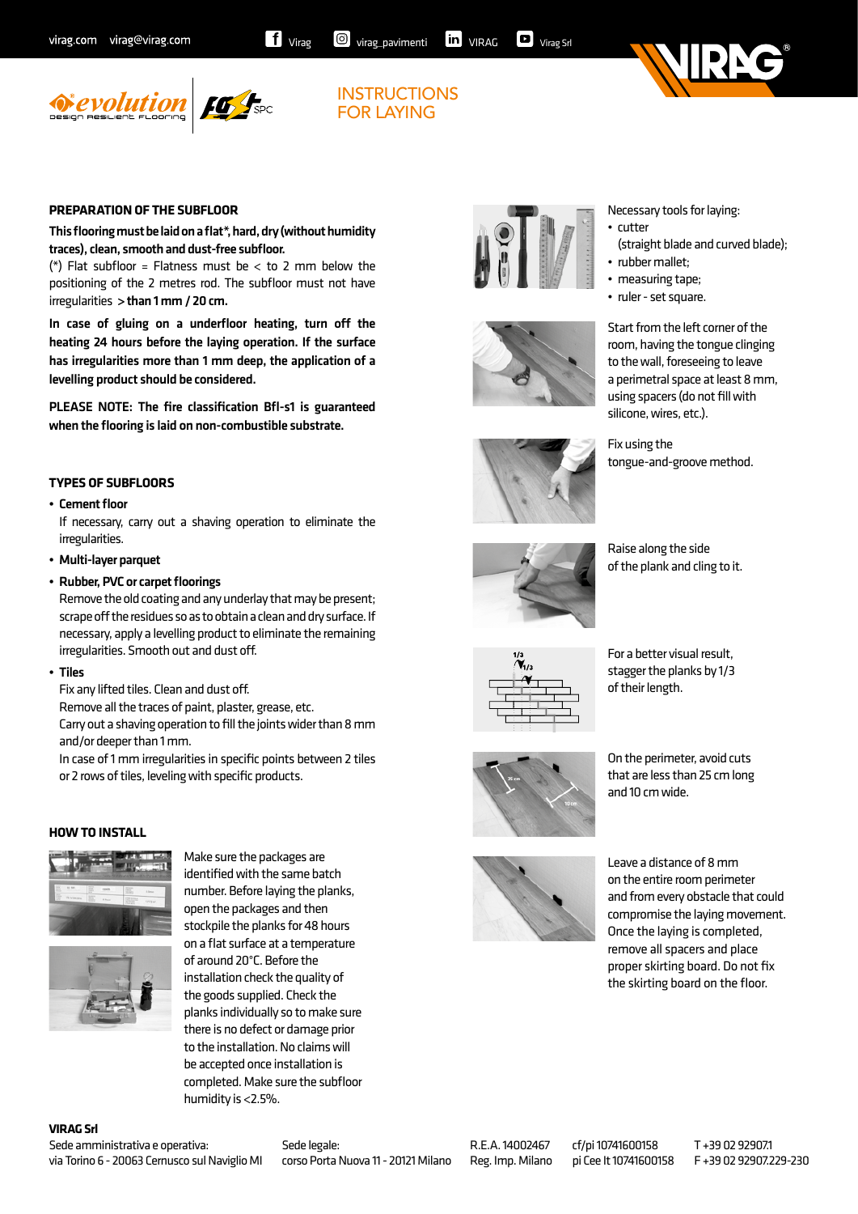virag.com virag@virag.com Virag virag_pavimenti VIRAG Virag Srl

# INSTRUCTIONS FOR LAYING

## PREPARATION OF THE SUBFLOOR

**This flooring must be laid on a flat*, hard, dry (without humidity traces), clean, smooth and dust-free subfloor.**
(*) Flat subfloor = Flatness must be < to 2 mm below the positioning of the 2 metres rod. The subfloor must not have irregularities **> than 1 mm / 20 cm.**

**In case of gluing on a underfloor heating, turn off the heating 24 hours before the laying operation. If the surface has irregularities more than 1 mm deep, the application of a levelling product should be considered.**

**PLEASE NOTE: The fire classification Bfl-s1 is guaranteed when the flooring is laid on non-combustible substrate.**

## TYPES OF SUBFLOORS

- **Cement floor**
  If necessary, carry out a shaving operation to eliminate the irregularities.
- **Multi-layer parquet**
- **Rubber, PVC or carpet floorings**
  Remove the old coating and any underlay that may be present; scrape off the residues so as to obtain a clean and dry surface. If necessary, apply a levelling product to eliminate the remaining irregularities. Smooth out and dust off.
- **Tiles**
  Fix any lifted tiles. Clean and dust off.
  Remove all the traces of paint, plaster, grease, etc.
  Carry out a shaving operation to fill the joints wider than 8 mm and/or deeper than 1 mm.
  In case of 1 mm irregularities in specific points between 2 tiles or 2 rows of tiles, leveling with specific products.

## HOW TO INSTALL

Make sure the packages are identified with the same batch number. Before laying the planks, open the packages and then stockpile the planks for 48 hours on a flat surface at a temperature of around 20°C. Before the installation check the quality of the goods supplied. Check the planks individually so to make sure there is no defect or damage prior to the installation. No claims will be accepted once installation is completed. Make sure the subfloor humidity is <2.5%.

Necessary tools for laying:
- cutter
  (straight blade and curved blade);
- rubber mallet;
- measuring tape;
- ruler - set square.

Start from the left corner of the room, having the tongue clinging to the wall, foreseeing to leave a perimetral space at least 8 mm, using spacers (do not fill with silicone, wires, etc.).

Fix using the tongue-and-groove method.

Raise along the side of the plank and cling to it.

For a better visual result, stagger the planks by 1/3 of their length.

On the perimeter, avoid cuts that are less than 25 cm long and 10 cm wide.

Leave a distance of 8 mm on the entire room perimeter and from every obstacle that could compromise the laying movement. Once the laying is completed, remove all spacers and place proper skirting board. Do not fix the skirting board on the floor.

**VIRAG Srl**
Sede amministrativa e operativa: via Torino 6 - 20063 Cernusco sul Naviglio MI
Sede legale: corso Porta Nuova 11 - 20121 Milano
R.E.A. 14002467 Reg. Imp. Milano
cf/pi 10741600158 pi Cee It 10741600158
T +39 02 92907.1 F +39 02 92907.229-230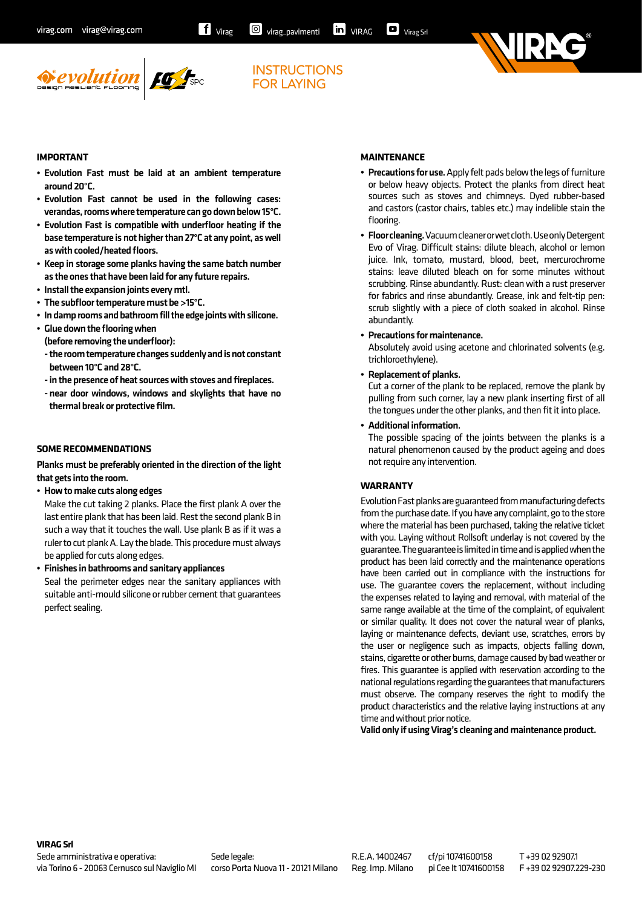virag.com virag@virag.com Virag virag_pavimenti VIRAG Virag Srl

evolution Design Resilient Flooring FAST SPC

# INSTRUCTIONS FOR LAYING

## IMPORTANT

- **Evolution Fast must be laid at an ambient temperature around 20°C.**
- **Evolution Fast cannot be used in the following cases: verandas, rooms where temperature can go down below 15°C.**
- **Evolution Fast is compatible with underfloor heating if the base temperature is not higher than 27°C at any point, as well as with cooled/heated floors.**
- **Keep in storage some planks having the same batch number as the ones that have been laid for any future repairs.**
- **Install the expansion joints every mtl.**
- **The subfloor temperature must be >15°C.**
- **In damp rooms and bathroom fill the edge joints with silicone.**
- **Glue down the flooring when (before removing the underfloor):**
  - **the room temperature changes suddenly and is not constant between 10°C and 28°C.**
  - **in the presence of heat sources with stoves and fireplaces.**
  - **near door windows, windows and skylights that have no thermal break or protective film.**

## SOME RECOMMENDATIONS

**Planks must be preferably oriented in the direction of the light that gets into the room.**

- **How to make cuts along edges**
  Make the cut taking 2 planks. Place the first plank A over the last entire plank that has been laid. Rest the second plank B in such a way that it touches the wall. Use plank B as if it was a ruler to cut plank A. Lay the blade. This procedure must always be applied for cuts along edges.
- **Finishes in bathrooms and sanitary appliances**
  Seal the perimeter edges near the sanitary appliances with suitable anti-mould silicone or rubber cement that guarantees perfect sealing.

## MAINTENANCE

- **Precautions for use.** Apply felt pads below the legs of furniture or below heavy objects. Protect the planks from direct heat sources such as stoves and chimneys. Dyed rubber-based and castors (castor chairs, tables etc.) may indelible stain the flooring.
- **Floor cleaning.** Vacuum cleaner or wet cloth. Use only Detergent Evo of Virag. Difficult stains: dilute bleach, alcohol or lemon juice. Ink, tomato, mustard, blood, beet, mercurochrome stains: leave diluted bleach on for some minutes without scrubbing. Rinse abundantly. Rust: clean with a rust preserver for fabrics and rinse abundantly. Grease, ink and felt-tip pen: scrub slightly with a piece of cloth soaked in alcohol. Rinse abundantly.
- **Precautions for maintenance.**
  Absolutely avoid using acetone and chlorinated solvents (e.g. trichloroethylene).
- **Replacement of planks.**
  Cut a corner of the plank to be replaced, remove the plank by pulling from such corner, lay a new plank inserting first of all the tongues under the other planks, and then fit it into place.
- **Additional information.**
  The possible spacing of the joints between the planks is a natural phenomenon caused by the product ageing and does not require any intervention.

## WARRANTY

Evolution Fast planks are guaranteed from manufacturing defects from the purchase date. If you have any complaint, go to the store where the material has been purchased, taking the relative ticket with you. Laying without Rollsoft underlay is not covered by the guarantee. The guarantee is limited in time and is applied when the product has been laid correctly and the maintenance operations have been carried out in compliance with the instructions for use. The guarantee covers the replacement, without including the expenses related to laying and removal, with material of the same range available at the time of the complaint, of equivalent or similar quality. It does not cover the natural wear of planks, laying or maintenance defects, deviant use, scratches, errors by the user or negligence such as impacts, objects falling down, stains, cigarette or other burns, damage caused by bad weather or fires. This guarantee is applied with reservation according to the national regulations regarding the guarantees that manufacturers must observe. The company reserves the right to modify the product characteristics and the relative laying instructions at any time and without prior notice.

**Valid only if using Virag's cleaning and maintenance product.**

**VIRAG Srl**

Sede amministrativa e operativa: via Torino 6 - 20063 Cernusco sul Naviglio MI

Sede legale: corso Porta Nuova 11 - 20121 Milano

R.E.A. 14002467 Reg. Imp. Milano

cf/pi 10741600158 pi Cee It 10741600158

T +39 02 92907.1 F +39 02 92907.229-230